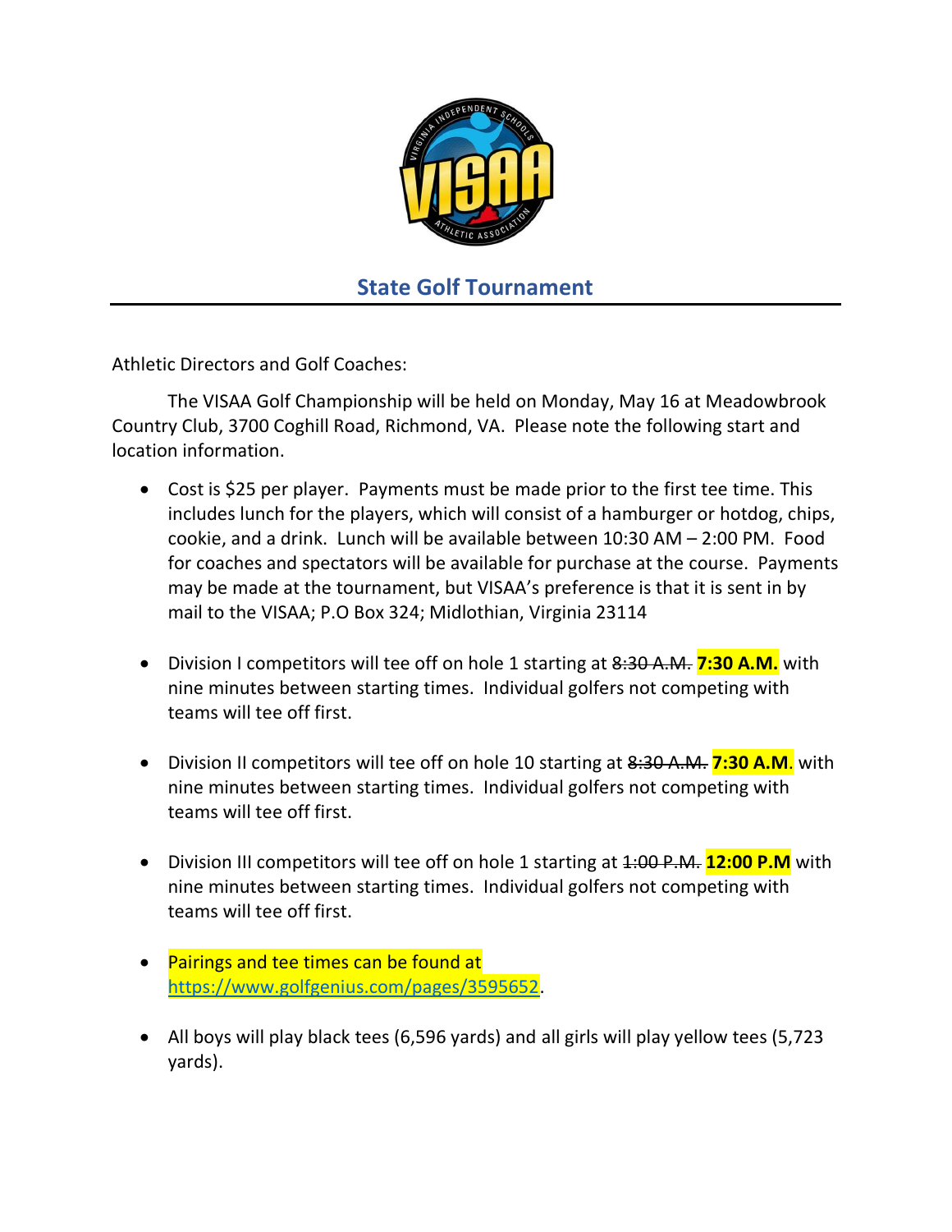## State Golf Tournament

Athletic Directors and Golf Coaches:

The VISAA Golf Championship will be held on Monday, May 16 at Meadowbrook Country Club, 3700 Coghill Road, Richmond, VA. Please note the following start and location information.

- Cost is $25 per player. Payments must be made prior to the first tee time. This includes lunch for the players, which will consist of a hamburger or hotdog, chips, cookie, and a drink. Lunch will be available between 10:30 AM – 2:00 PM. Food for coaches and spectators will be available for purchase at the course. Payments may be made at the tournament, but VISAA's preference is that it is sent in by mail to the VISAA; P.O Box 324; Midlothian, Virginia 23114

- Division I competitors will tee off on hole 1 starting at ~~8:30 A.M.~~ **7:30 A.M.** with nine minutes between starting times. Individual golfers not competing with teams will tee off first.

- Division II competitors will tee off on hole 10 starting at ~~8:30 A.M.~~ **7:30 A.M**. with nine minutes between starting times. Individual golfers not competing with teams will tee off first.

- Division III competitors will tee off on hole 1 starting at ~~1:00 P.M.~~ **12:00 P.M** with nine minutes between starting times. Individual golfers not competing with teams will tee off first.

- Pairings and tee times can be found at https://www.golfgenius.com/pages/3595652.

- All boys will play black tees (6,596 yards) and all girls will play yellow tees (5,723 yards).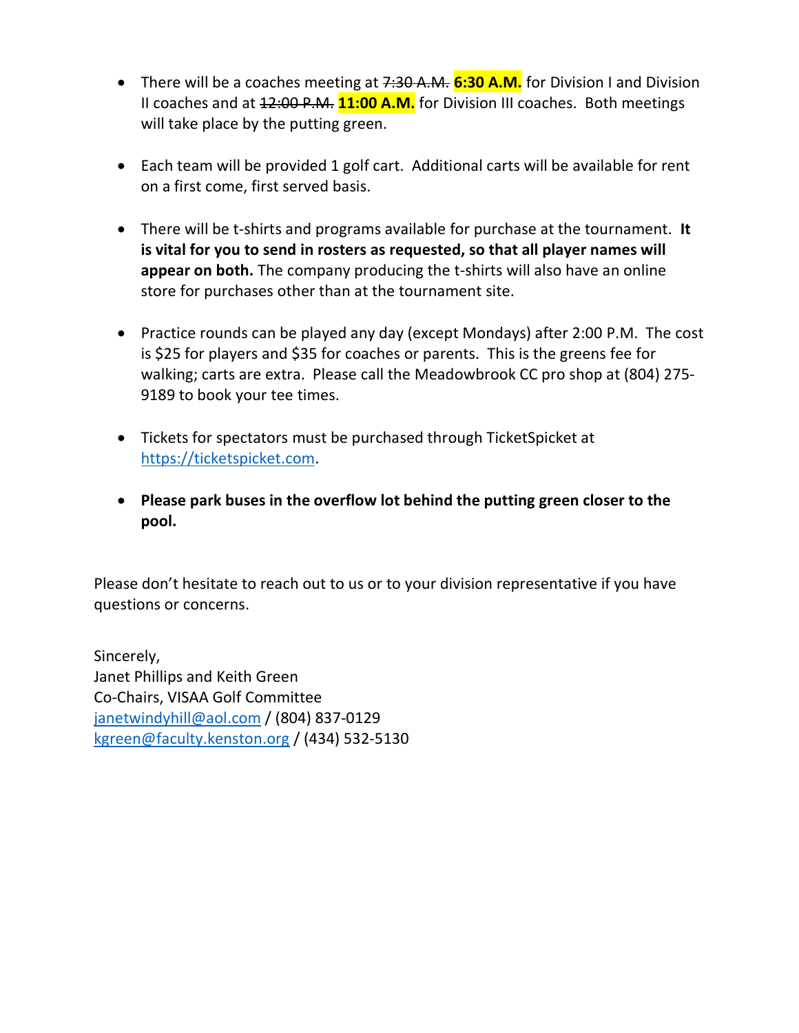- There will be a coaches meeting at ~~7:30 A.M.~~ **6:30 A.M.** for Division I and Division II coaches and at ~~12:00 P.M.~~ **11:00 A.M.** for Division III coaches. Both meetings will take place by the putting green.

- Each team will be provided 1 golf cart. Additional carts will be available for rent on a first come, first served basis.

- There will be t-shirts and programs available for purchase at the tournament. **It is vital for you to send in rosters as requested, so that all player names will appear on both.** The company producing the t-shirts will also have an online store for purchases other than at the tournament site.

- Practice rounds can be played any day (except Mondays) after 2:00 P.M. The cost is $25 for players and $35 for coaches or parents. This is the greens fee for walking; carts are extra. Please call the Meadowbrook CC pro shop at (804) 275-9189 to book your tee times.

- Tickets for spectators must be purchased through TicketSpicket at https://ticketspicket.com.

- **Please park buses in the overflow lot behind the putting green closer to the pool.**

Please don't hesitate to reach out to us or to your division representative if you have questions or concerns.

Sincerely,
Janet Phillips and Keith Green
Co-Chairs, VISAA Golf Committee
janetwindyhill@aol.com / (804) 837-0129
kgreen@faculty.kenston.org / (434) 532-5130